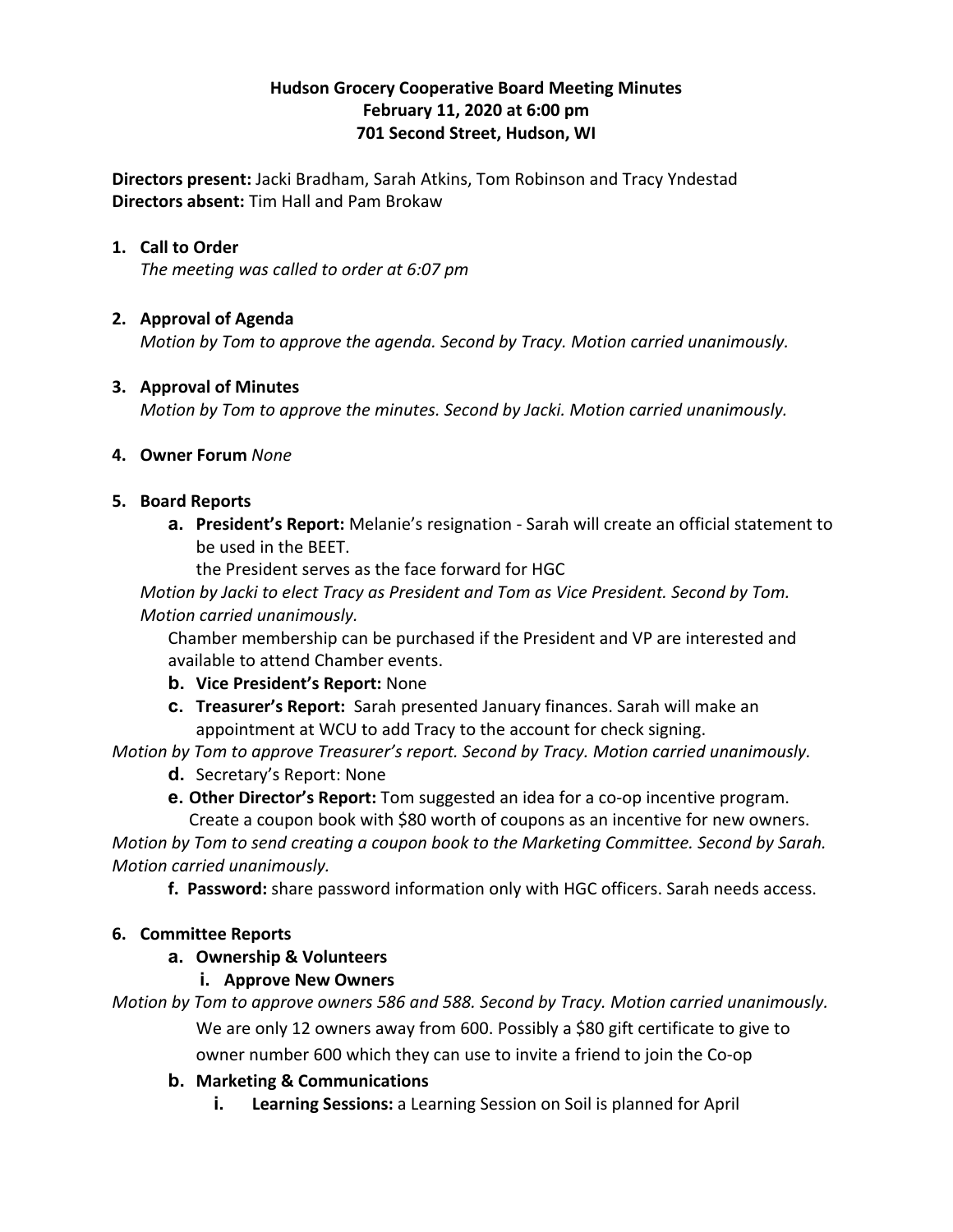**Hudson Grocery Cooperative Board Meeting Minutes**
**February 11, 2020 at 6:00 pm**
**701 Second Street, Hudson, WI**

**Directors present:** Jacki Bradham, Sarah Atkins, Tom Robinson and Tracy Yndestad
**Directors absent:** Tim Hall and Pam Brokaw

1. **Call to Order**
   *The meeting was called to order at 6:07 pm*

2. **Approval of Agenda**
   *Motion by Tom to approve the agenda. Second by Tracy. Motion carried unanimously.*

3. **Approval of Minutes**
   *Motion by Tom to approve the minutes. Second by Jacki. Motion carried unanimously.*

4. **Owner Forum** *None*

5. **Board Reports**
   a. **President's Report:** Melanie's resignation - Sarah will create an official statement to be used in the BEET.
      the President serves as the face forward for HGC

   *Motion by Jacki to elect Tracy as President and Tom as Vice President. Second by Tom. Motion carried unanimously.*

   Chamber membership can be purchased if the President and VP are interested and available to attend Chamber events.

   b. **Vice President's Report:** None
   c. **Treasurer's Report:** Sarah presented January finances. Sarah will make an appointment at WCU to add Tracy to the account for check signing.

   *Motion by Tom to approve Treasurer's report. Second by Tracy. Motion carried unanimously.*

   d. Secretary's Report: None
   e. **Other Director's Report:** Tom suggested an idea for a co-op incentive program. Create a coupon book with $80 worth of coupons as an incentive for new owners.

   *Motion by Tom to send creating a coupon book to the Marketing Committee. Second by Sarah. Motion carried unanimously.*

   f. **Password:** share password information only with HGC officers. Sarah needs access.

6. **Committee Reports**
   a. **Ownership & Volunteers**
      i. **Approve New Owners**

   *Motion by Tom to approve owners 586 and 588. Second by Tracy. Motion carried unanimously.*

   We are only 12 owners away from 600. Possibly a $80 gift certificate to give to owner number 600 which they can use to invite a friend to join the Co-op

   b. **Marketing & Communications**
      i. **Learning Sessions:** a Learning Session on Soil is planned for April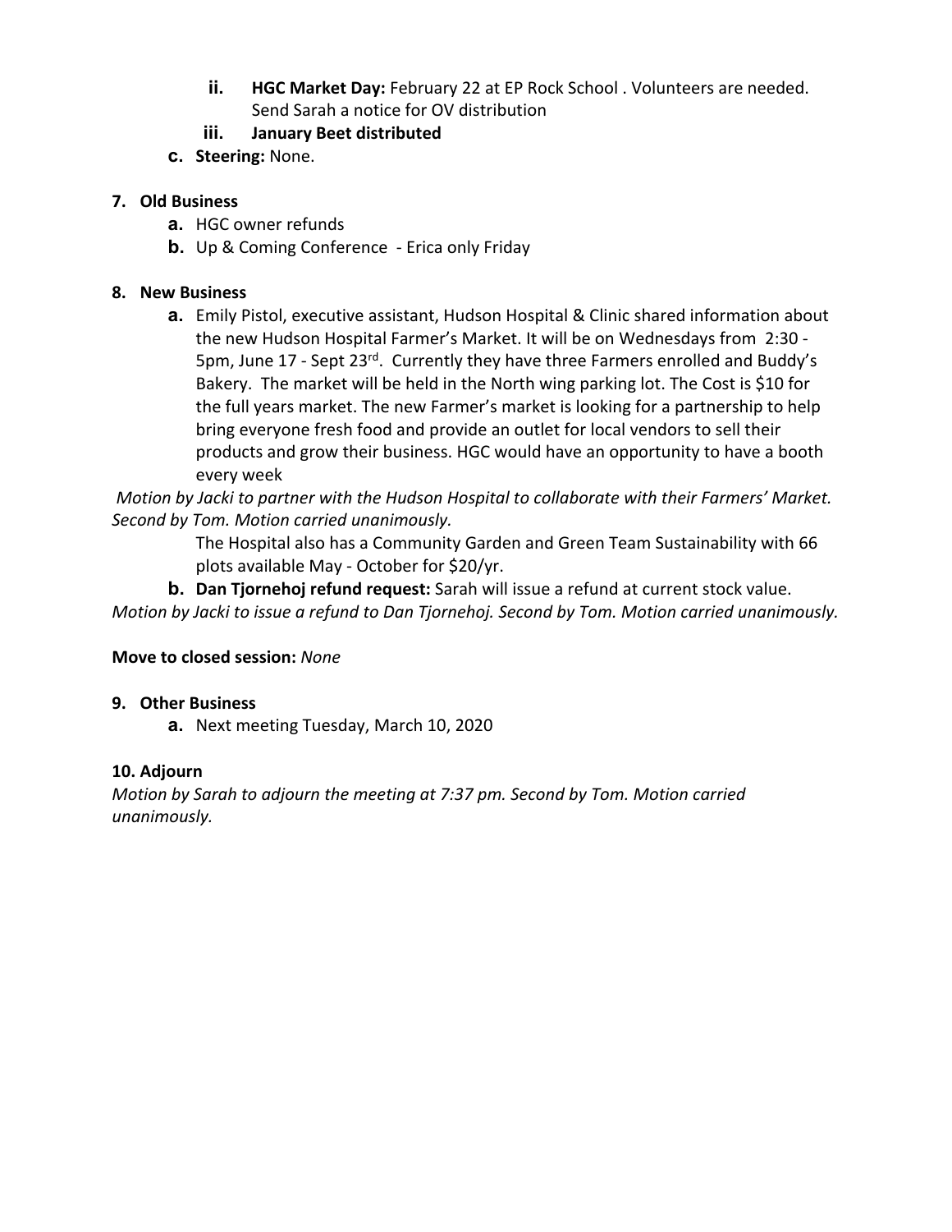ii. **HGC Market Day:** February 22 at EP Rock School . Volunteers are needed. Send Sarah a notice for OV distribution
   iii. **January Beet distributed**
- c. **Steering:** None.

**7. Old Business**

- a. HGC owner refunds
- b. Up & Coming Conference - Erica only Friday

**8. New Business**

- a. Emily Pistol, executive assistant, Hudson Hospital & Clinic shared information about the new Hudson Hospital Farmer's Market. It will be on Wednesdays from 2:30 - 5pm, June 17 - Sept 23rd. Currently they have three Farmers enrolled and Buddy's Bakery. The market will be held in the North wing parking lot. The Cost is $10 for the full years market. The new Farmer's market is looking for a partnership to help bring everyone fresh food and provide an outlet for local vendors to sell their products and grow their business. HGC would have an opportunity to have a booth every week

*Motion by Jacki to partner with the Hudson Hospital to collaborate with their Farmers' Market. Second by Tom. Motion carried unanimously.*

The Hospital also has a Community Garden and Green Team Sustainability with 66 plots available May - October for $20/yr.

- b. **Dan Tjornehoj refund request:** Sarah will issue a refund at current stock value.

*Motion by Jacki to issue a refund to Dan Tjornehoj. Second by Tom. Motion carried unanimously.*

**Move to closed session:** *None*

**9. Other Business**

- a. Next meeting Tuesday, March 10, 2020

**10. Adjourn**

*Motion by Sarah to adjourn the meeting at 7:37 pm. Second by Tom. Motion carried unanimously.*